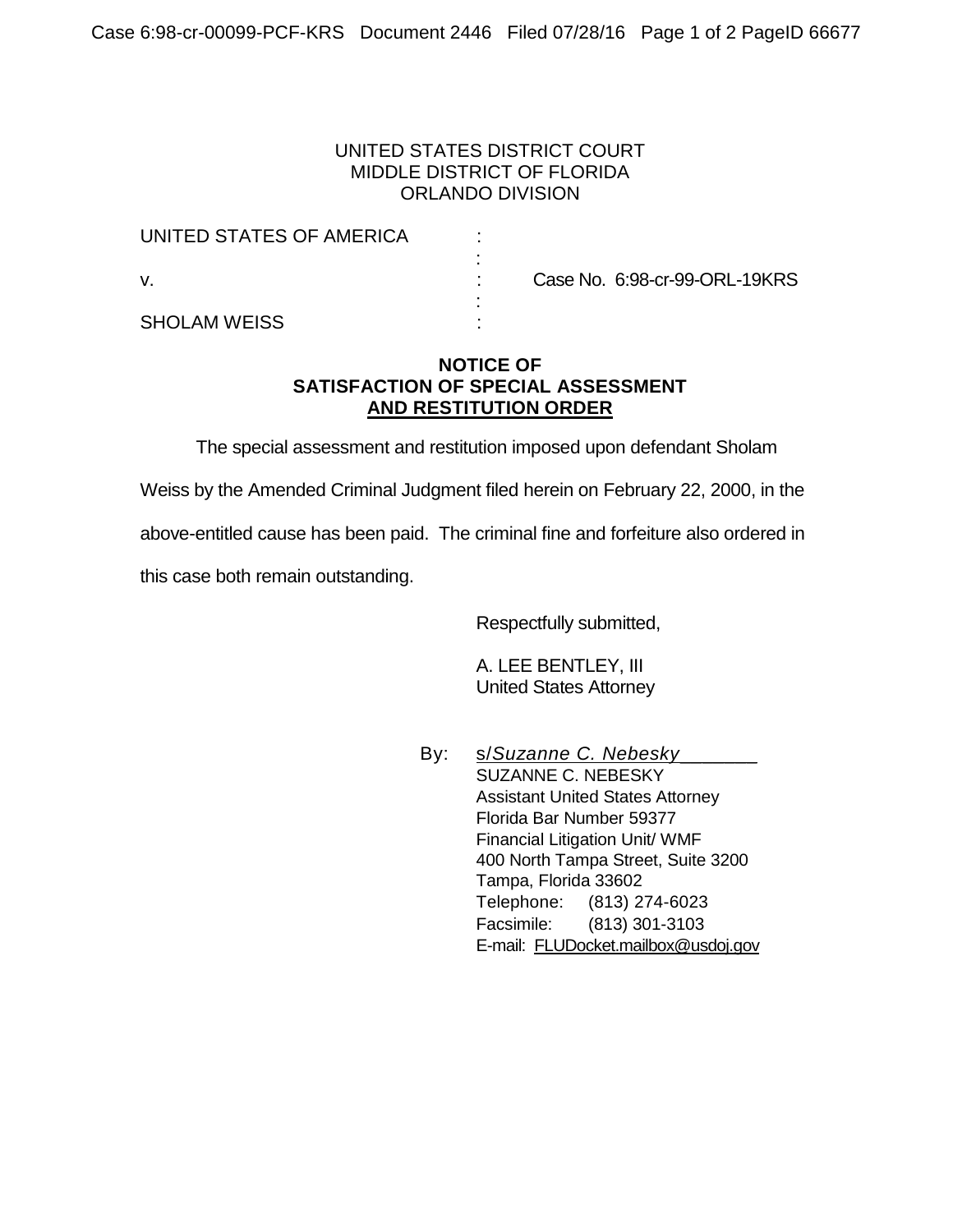UNITED STATES DISTRICT COURT
MIDDLE DISTRICT OF FLORIDA
ORLANDO DIVISION

UNITED STATES OF AMERICA :
:
v. : Case No. 6:98-cr-99-ORL-19KRS
:
SHOLAM WEISS :

## NOTICE OF SATISFACTION OF SPECIAL ASSESSMENT AND RESTITUTION ORDER

The special assessment and restitution imposed upon defendant Sholam Weiss by the Amended Criminal Judgment filed herein on February 22, 2000, in the above-entitled cause has been paid. The criminal fine and forfeiture also ordered in this case both remain outstanding.

Respectfully submitted,

A. LEE BENTLEY, III
United States Attorney

By: s/*Suzanne C. Nebesky*
SUZANNE C. NEBESKY
Assistant United States Attorney
Florida Bar Number 59377
Financial Litigation Unit/ WMF
400 North Tampa Street, Suite 3200
Tampa, Florida 33602
Telephone: (813) 274-6023
Facsimile: (813) 301-3103
E-mail: FLUDocket.mailbox@usdoj.gov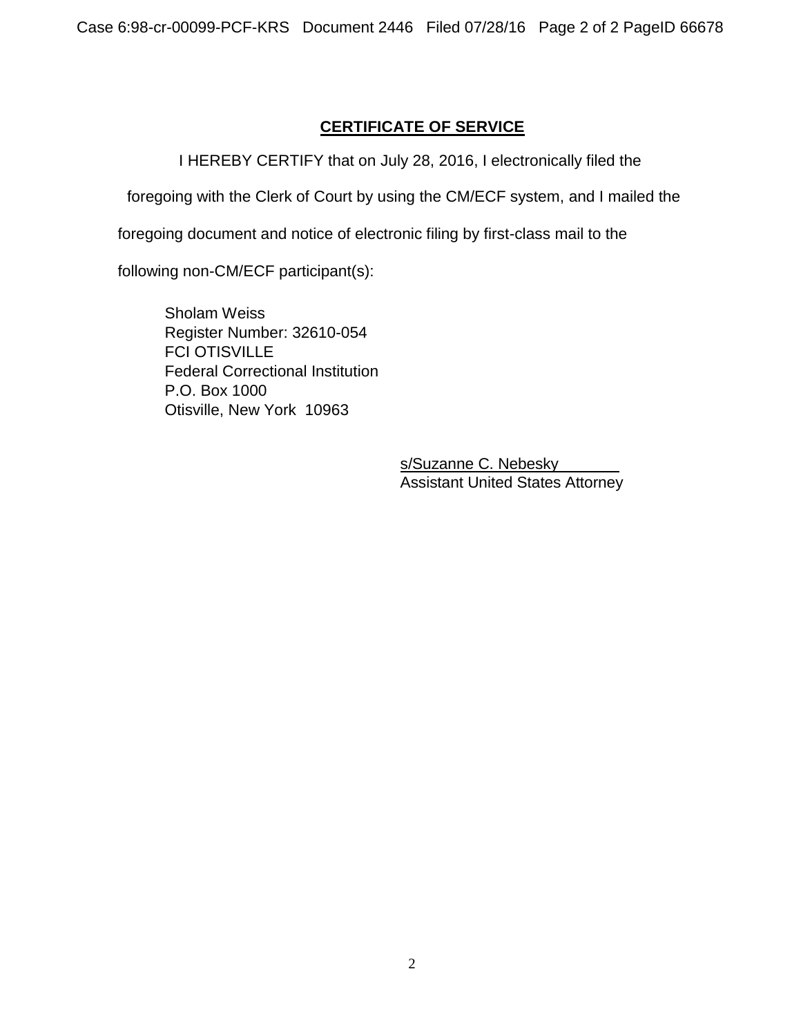## CERTIFICATE OF SERVICE

I HEREBY CERTIFY that on July 28, 2016, I electronically filed the foregoing with the Clerk of Court by using the CM/ECF system, and I mailed the foregoing document and notice of electronic filing by first-class mail to the following non-CM/ECF participant(s):

Sholam Weiss
Register Number: 32610-054
FCI OTISVILLE
Federal Correctional Institution
P.O. Box 1000
Otisville, New York 10963

s/Suzanne C. Nebesky
Assistant United States Attorney